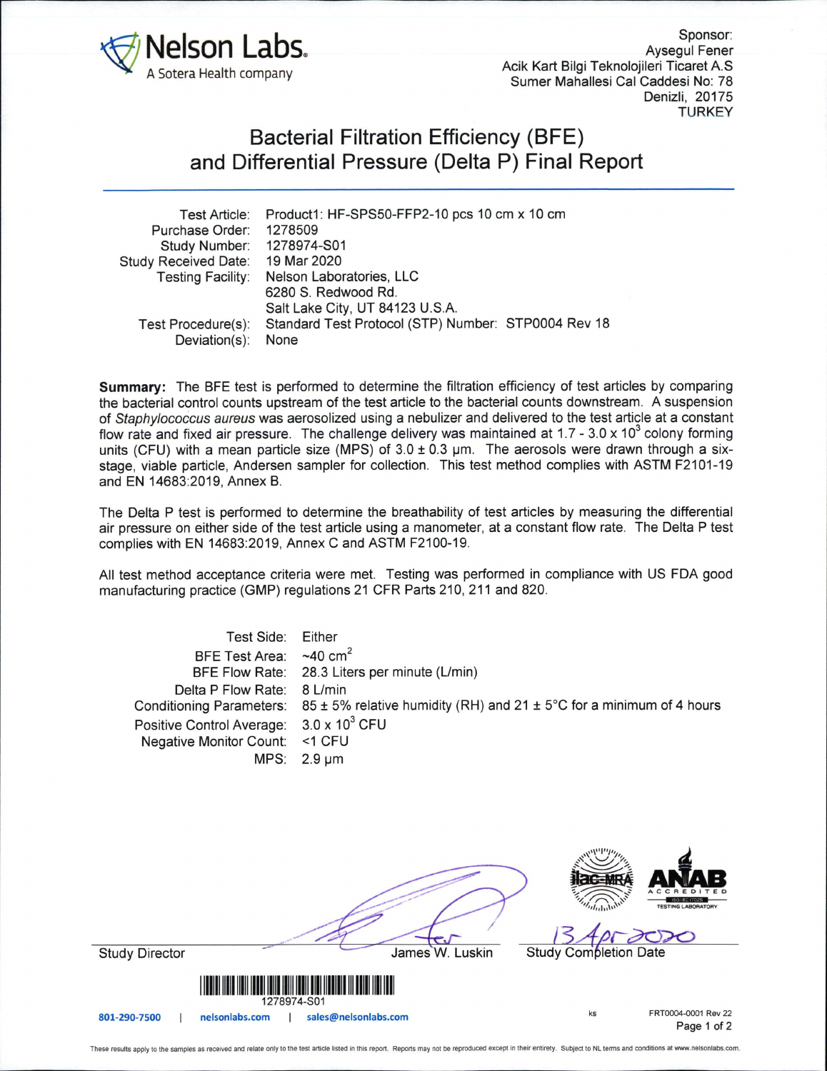Nelson Labs.
A Sotera Health company

Sponsor:
Aysegul Fener
Acik Kart Bilgi Teknolojileri Ticaret A.S
Sumer Mahallesi Cal Caddesi No: 78
Denizli, 20175
TURKEY

# Bacterial Filtration Efficiency (BFE) and Differential Pressure (Delta P) Final Report

| | |
|---|---|
| Test Article: | Product1: HF-SPS50-FFP2-10 pcs 10 cm x 10 cm |
| Purchase Order: | 1278509 |
| Study Number: | 1278974-S01 |
| Study Received Date: | 19 Mar 2020 |
| Testing Facility: | Nelson Laboratories, LLC<br>6280 S. Redwood Rd.<br>Salt Lake City, UT 84123 U.S.A. |
| Test Procedure(s): | Standard Test Protocol (STP) Number: STP0004 Rev 18 |
| Deviation(s): | None |

**Summary:** The BFE test is performed to determine the filtration efficiency of test articles by comparing the bacterial control counts upstream of the test article to the bacterial counts downstream. A suspension of *Staphylococcus aureus* was aerosolized using a nebulizer and delivered to the test article at a constant flow rate and fixed air pressure. The challenge delivery was maintained at $1.7 - 3.0 \times 10^3$ colony forming units (CFU) with a mean particle size (MPS) of $3.0 \pm 0.3$ µm. The aerosols were drawn through a six-stage, viable particle, Andersen sampler for collection. This test method complies with ASTM F2101-19 and EN 14683:2019, Annex B.

The Delta P test is performed to determine the breathability of test articles by measuring the differential air pressure on either side of the test article using a manometer, at a constant flow rate. The Delta P test complies with EN 14683:2019, Annex C and ASTM F2100-19.

All test method acceptance criteria were met. Testing was performed in compliance with US FDA good manufacturing practice (GMP) regulations 21 CFR Parts 210, 211 and 820.

| | |
|---|---|
| Test Side: | Either |
| BFE Test Area: | ~40 $cm^2$ |
| BFE Flow Rate: | 28.3 Liters per minute (L/min) |
| Delta P Flow Rate: | 8 L/min |
| Conditioning Parameters: | 85 ± 5% relative humidity (RH) and 21 ± 5°C for a minimum of 4 hours |
| Positive Control Average: | $3.0 \times 10^3$ CFU |
| Negative Monitor Count: | <1 CFU |
| MPS: | 2.9 µm |

Study Director — James W. Luskin

13 Apr 2020
Study Completion Date

1278974-S01

801-290-7500 | nelsonlabs.com | sales@nelsonlabs.com

ks FRT0004-0001 Rev 22

These results apply to the samples as received and relate only to the test article listed in this report. Reports may not be reproduced except in their entirety. Subject to NL terms and conditions at www.nelsonlabs.com.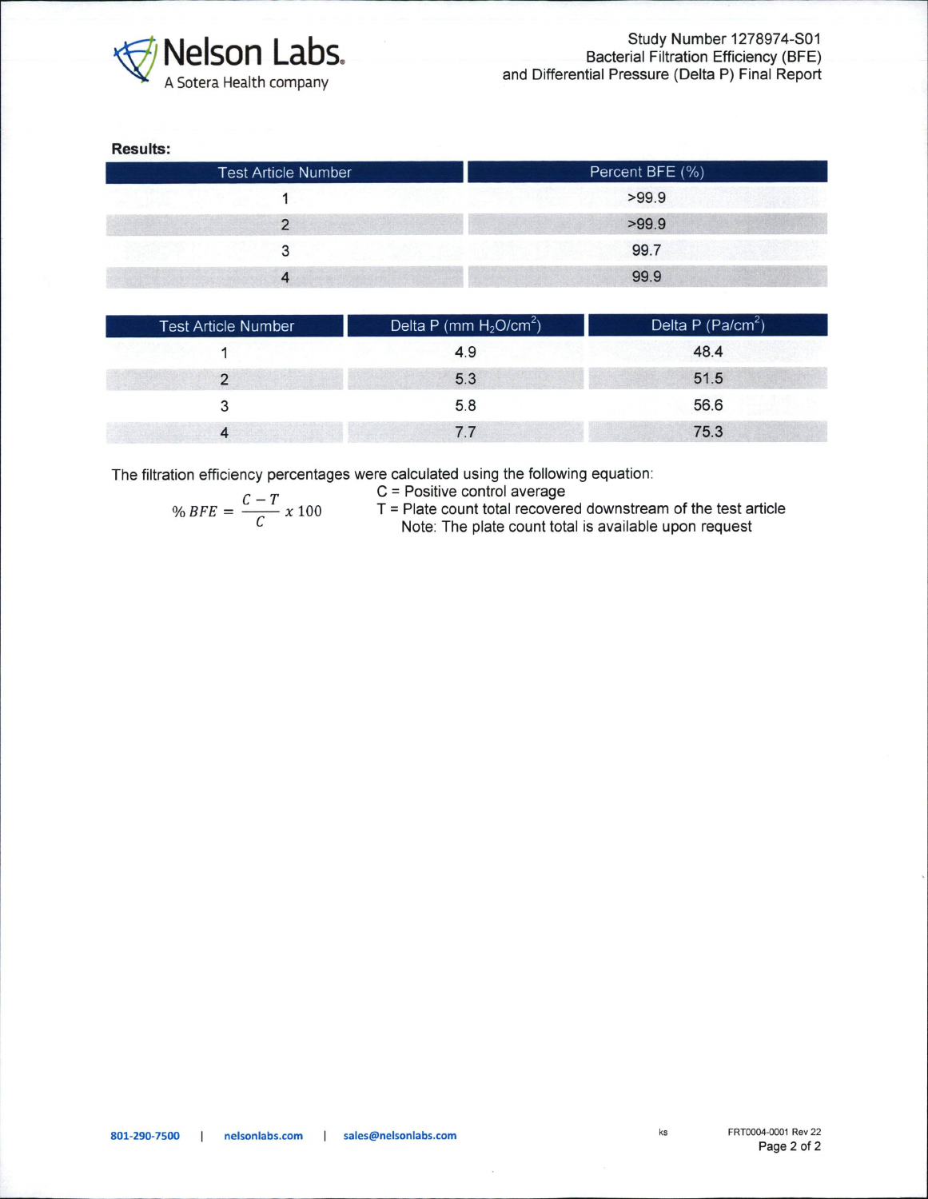**Results:**

| Test Article Number | Percent BFE (%) |
|---|---|
| 1 | >99.9 |
| 2 | >99.9 |
| 3 | 99.7 |
| 4 | 99.9 |

| Test Article Number | Delta P (mm $H_2O/cm^2$) | Delta P ($Pa/cm^2$) |
|---|---|---|
| 1 | 4.9 | 48.4 |
| 2 | 5.3 | 51.5 |
| 3 | 5.8 | 56.6 |
| 4 | 7.7 | 75.3 |

The filtration efficiency percentages were calculated using the following equation:

$$\% \, BFE = \frac{C - T}{C} \, x \, 100$$

C = Positive control average

T = Plate count total recovered downstream of the test article

Note: The plate count total is available upon request

ks

FRT0004-0001 Rev 22